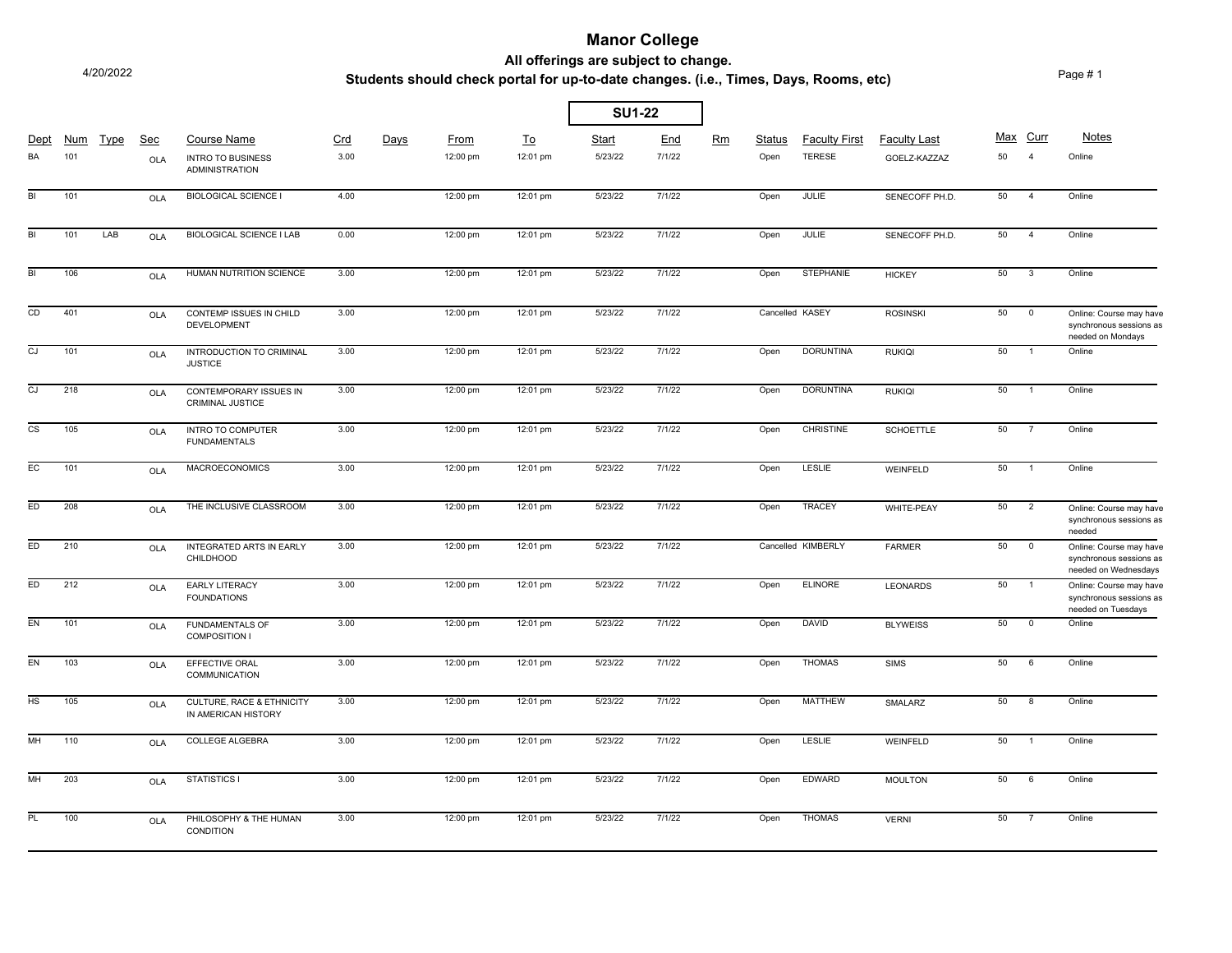# Manor College

**All offerings are subject to change.**

**Students should check portal for up-to-date changes. (i.e., Times, Days, Rooms, etc)**

4/20/2022

**SU1-22**

| Dept | Num | Type | Sec | Course Name | Crd | Days | From | To | Start | End | Rm | Status | Faculty First | Faculty Last | Max | Curr | Notes |
|---|---|---|---|---|---|---|---|---|---|---|---|---|---|---|---|---|---|
| BA | 101 | | OLA | INTRO TO BUSINESS ADMINISTRATION | 3.00 | | 12:00 pm | 12:01 pm | 5/23/22 | 7/1/22 | | Open | TERESE | GOELZ-KAZZAZ | 50 | 4 | Online |
| BI | 101 | | OLA | BIOLOGICAL SCIENCE I | 4.00 | | 12:00 pm | 12:01 pm | 5/23/22 | 7/1/22 | | Open | JULIE | SENECOFF PH.D. | 50 | 4 | Online |
| BI | 101 | LAB | OLA | BIOLOGICAL SCIENCE I LAB | 0.00 | | 12:00 pm | 12:01 pm | 5/23/22 | 7/1/22 | | Open | JULIE | SENECOFF PH.D. | 50 | 4 | Online |
| BI | 106 | | OLA | HUMAN NUTRITION SCIENCE | 3.00 | | 12:00 pm | 12:01 pm | 5/23/22 | 7/1/22 | | Open | STEPHANIE | HICKEY | 50 | 3 | Online |
| CD | 401 | | OLA | CONTEMP ISSUES IN CHILD DEVELOPMENT | 3.00 | | 12:00 pm | 12:01 pm | 5/23/22 | 7/1/22 | | Cancelled | KASEY | ROSINSKI | 50 | 0 | Online: Course may have synchronous sessions as needed on Mondays |
| CJ | 101 | | OLA | INTRODUCTION TO CRIMINAL JUSTICE | 3.00 | | 12:00 pm | 12:01 pm | 5/23/22 | 7/1/22 | | Open | DORUNTINA | RUKIQI | 50 | 1 | Online |
| CJ | 218 | | OLA | CONTEMPORARY ISSUES IN CRIMINAL JUSTICE | 3.00 | | 12:00 pm | 12:01 pm | 5/23/22 | 7/1/22 | | Open | DORUNTINA | RUKIQI | 50 | 1 | Online |
| CS | 105 | | OLA | INTRO TO COMPUTER FUNDAMENTALS | 3.00 | | 12:00 pm | 12:01 pm | 5/23/22 | 7/1/22 | | Open | CHRISTINE | SCHOETTLE | 50 | 7 | Online |
| EC | 101 | | OLA | MACROECONOMICS | 3.00 | | 12:00 pm | 12:01 pm | 5/23/22 | 7/1/22 | | Open | LESLIE | WEINFELD | 50 | 1 | Online |
| ED | 208 | | OLA | THE INCLUSIVE CLASSROOM | 3.00 | | 12:00 pm | 12:01 pm | 5/23/22 | 7/1/22 | | Open | TRACEY | WHITE-PEAY | 50 | 2 | Online: Course may have synchronous sessions as needed |
| ED | 210 | | OLA | INTEGRATED ARTS IN EARLY CHILDHOOD | 3.00 | | 12:00 pm | 12:01 pm | 5/23/22 | 7/1/22 | | Cancelled | KIMBERLY | FARMER | 50 | 0 | Online: Course may have synchronous sessions as needed on Wednesdays |
| ED | 212 | | OLA | EARLY LITERACY FOUNDATIONS | 3.00 | | 12:00 pm | 12:01 pm | 5/23/22 | 7/1/22 | | Open | ELINORE | LEONARDS | 50 | 1 | Online: Course may have synchronous sessions as needed on Tuesdays |
| EN | 101 | | OLA | FUNDAMENTALS OF COMPOSITION I | 3.00 | | 12:00 pm | 12:01 pm | 5/23/22 | 7/1/22 | | Open | DAVID | BLYWEISS | 50 | 0 | Online |
| EN | 103 | | OLA | EFFECTIVE ORAL COMMUNICATION | 3.00 | | 12:00 pm | 12:01 pm | 5/23/22 | 7/1/22 | | Open | THOMAS | SIMS | 50 | 6 | Online |
| HS | 105 | | OLA | CULTURE, RACE & ETHNICITY IN AMERICAN HISTORY | 3.00 | | 12:00 pm | 12:01 pm | 5/23/22 | 7/1/22 | | Open | MATTHEW | SMALARZ | 50 | 8 | Online |
| MH | 110 | | OLA | COLLEGE ALGEBRA | 3.00 | | 12:00 pm | 12:01 pm | 5/23/22 | 7/1/22 | | Open | LESLIE | WEINFELD | 50 | 1 | Online |
| MH | 203 | | OLA | STATISTICS I | 3.00 | | 12:00 pm | 12:01 pm | 5/23/22 | 7/1/22 | | Open | EDWARD | MOULTON | 50 | 6 | Online |
| PL | 100 | | OLA | PHILOSOPHY & THE HUMAN CONDITION | 3.00 | | 12:00 pm | 12:01 pm | 5/23/22 | 7/1/22 | | Open | THOMAS | VERNI | 50 | 7 | Online |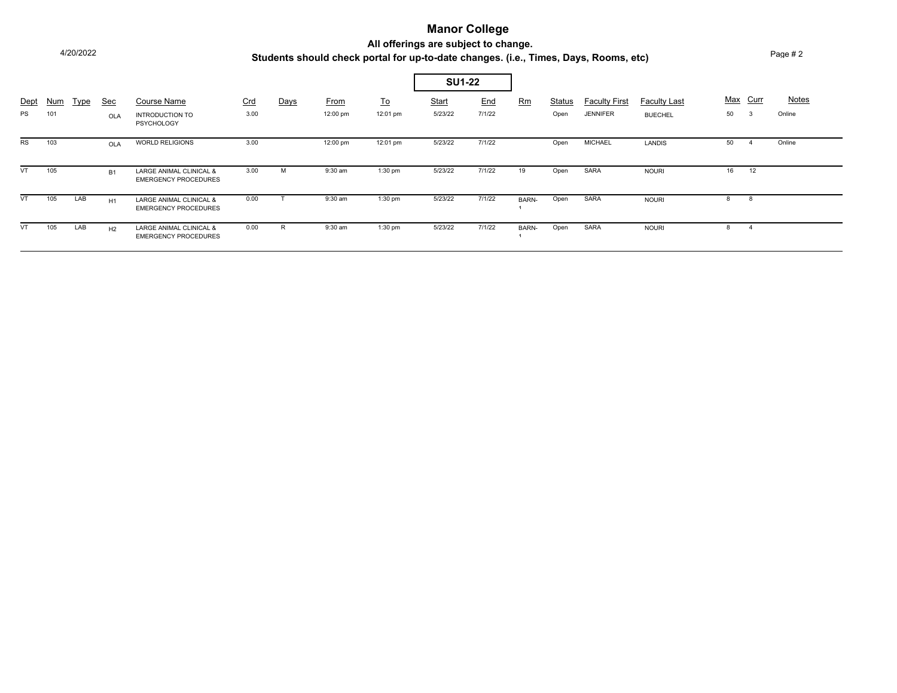# Manor College

**All offerings are subject to change.**

**Students should check portal for up-to-date changes. (i.e., Times, Days, Rooms, etc)**

4/20/2022

**SU1-22**

| Dept | Num | Type | Sec | Course Name | Crd | Days | From | To | Start | End | Rm | Status | Faculty First | Faculty Last | Max | Curr | Notes |
|---|---|---|---|---|---|---|---|---|---|---|---|---|---|---|---|---|---|
| PS | 101 | | OLA | INTRODUCTION TO PSYCHOLOGY | 3.00 | | 12:00 pm | 12:01 pm | 5/23/22 | 7/1/22 | | Open | JENNIFER | BUECHEL | 50 | 3 | Online |
| RS | 103 | | OLA | WORLD RELIGIONS | 3.00 | | 12:00 pm | 12:01 pm | 5/23/22 | 7/1/22 | | Open | MICHAEL | LANDIS | 50 | 4 | Online |
| VT | 105 | | B1 | LARGE ANIMAL CLINICAL & EMERGENCY PROCEDURES | 3.00 | M | 9:30 am | 1:30 pm | 5/23/22 | 7/1/22 | 19 | Open | SARA | NOURI | 16 | 12 | |
| VT | 105 | LAB | H1 | LARGE ANIMAL CLINICAL & EMERGENCY PROCEDURES | 0.00 | T | 9:30 am | 1:30 pm | 5/23/22 | 7/1/22 | BARN-1 | Open | SARA | NOURI | 8 | 8 | |
| VT | 105 | LAB | H2 | LARGE ANIMAL CLINICAL & EMERGENCY PROCEDURES | 0.00 | R | 9:30 am | 1:30 pm | 5/23/22 | 7/1/22 | BARN-1 | Open | SARA | NOURI | 8 | 4 | |